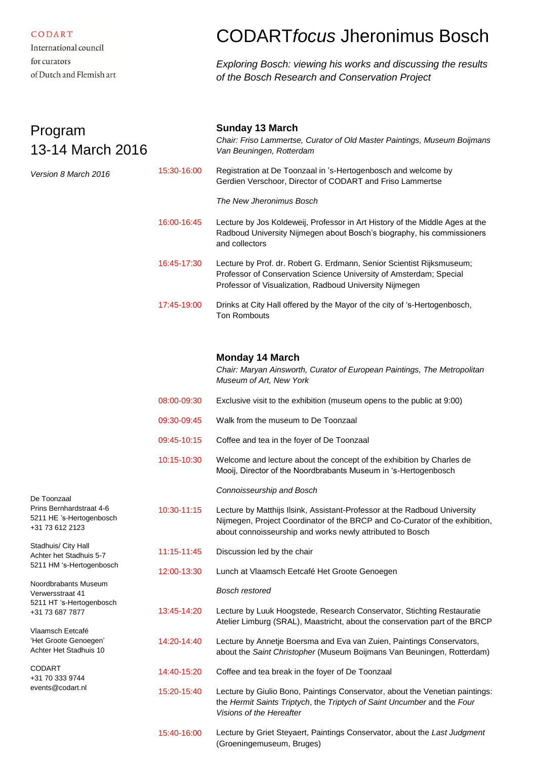CODART
International council
for curators
of Dutch and Flemish art

# CODART*focus* Jheronimus Bosch

*Exploring Bosch: viewing his works and discussing the results of the Bosch Research and Conservation Project*

## Program
## 13-14 March 2016

*Version 8 March 2016*

### Sunday 13 March

*Chair: Friso Lammertse, Curator of Old Master Paintings, Museum Boijmans Van Beuningen, Rotterdam*

15:30-16:00 Registration at De Toonzaal in ’s-Hertogenbosch and welcome by Gerdien Verschoor, Director of CODART and Friso Lammertse

*The New Jheronimus Bosch*

16:00-16:45 Lecture by Jos Koldeweij, Professor in Art History of the Middle Ages at the Radboud University Nijmegen about Bosch’s biography, his commissioners and collectors

16:45-17:30 Lecture by Prof. dr. Robert G. Erdmann, Senior Scientist Rijksmuseum; Professor of Conservation Science University of Amsterdam; Special Professor of Visualization, Radboud University Nijmegen

17:45-19:00 Drinks at City Hall offered by the Mayor of the city of ‘s-Hertogenbosch, Ton Rombouts

### Monday 14 March

*Chair: Maryan Ainsworth, Curator of European Paintings, The Metropolitan Museum of Art, New York*

08:00-09:30 Exclusive visit to the exhibition (museum opens to the public at 9:00)

09:30-09:45 Walk from the museum to De Toonzaal

09:45-10:15 Coffee and tea in the foyer of De Toonzaal

10:15-10:30 Welcome and lecture about the concept of the exhibition by Charles de Mooij, Director of the Noordbrabants Museum in ‘s-Hertogenbosch

*Connoisseurship and Bosch*

10:30-11:15 Lecture by Matthijs Ilsink, Assistant-Professor at the Radboud University Nijmegen, Project Coordinator of the BRCP and Co-Curator of the exhibition, about connoisseurship and works newly attributed to Bosch

11:15-11:45 Discussion led by the chair

12:00-13:30 Lunch at Vlaamsch Eetcafé Het Groote Genoegen

*Bosch restored*

13:45-14:20 Lecture by Luuk Hoogstede, Research Conservator, Stichting Restauratie Atelier Limburg (SRAL), Maastricht, about the conservation part of the BRCP

14:20-14:40 Lecture by Annetje Boersma and Eva van Zuien, Paintings Conservators, about the *Saint Christopher* (Museum Boijmans Van Beuningen, Rotterdam)

14:40-15:20 Coffee and tea break in the foyer of De Toonzaal

15:20-15:40 Lecture by Giulio Bono, Paintings Conservator, about the Venetian paintings: the *Hermit Saints Triptych*, the *Triptych of Saint Uncumber* and the *Four Visions of the Hereafter*

15:40-16:00 Lecture by Griet Steyaert, Paintings Conservator, about the *Last Judgment* (Groeningemuseum, Bruges)

---

De Toonzaal
Prins Bernhardstraat 4-6
5211 HE ’s-Hertogenbosch
+31 73 612 2123

Stadhuis/ City Hall
Achter het Stadhuis 5-7
5211 HM ‘s-Hertogenbosch

Noordbrabants Museum
Verwersstraat 41
5211 HT ‘s-Hertogenbosch
+31 73 687 7877

Vlaamsch Eetcafé
‘Het Groote Genoegen’
Achter Het Stadhuis 10

CODART
+31 70 333 9744
events@codart.nl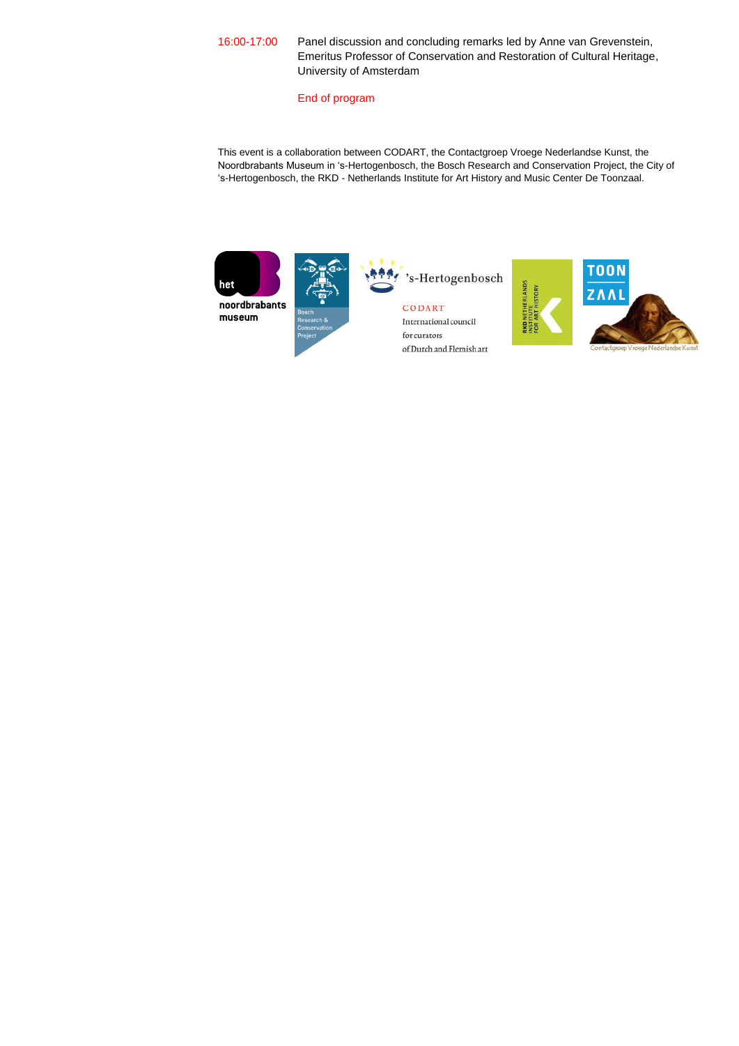16:00-17:00 Panel discussion and concluding remarks led by Anne van Grevenstein, Emeritus Professor of Conservation and Restoration of Cultural Heritage, University of Amsterdam

End of program

This event is a collaboration between CODART, the Contactgroep Vroege Nederlandse Kunst, the Noordbrabants Museum in 's-Hertogenbosch, the Bosch Research and Conservation Project, the City of 's-Hertogenbosch, the RKD - Netherlands Institute for Art History and Music Center De Toonzaal.